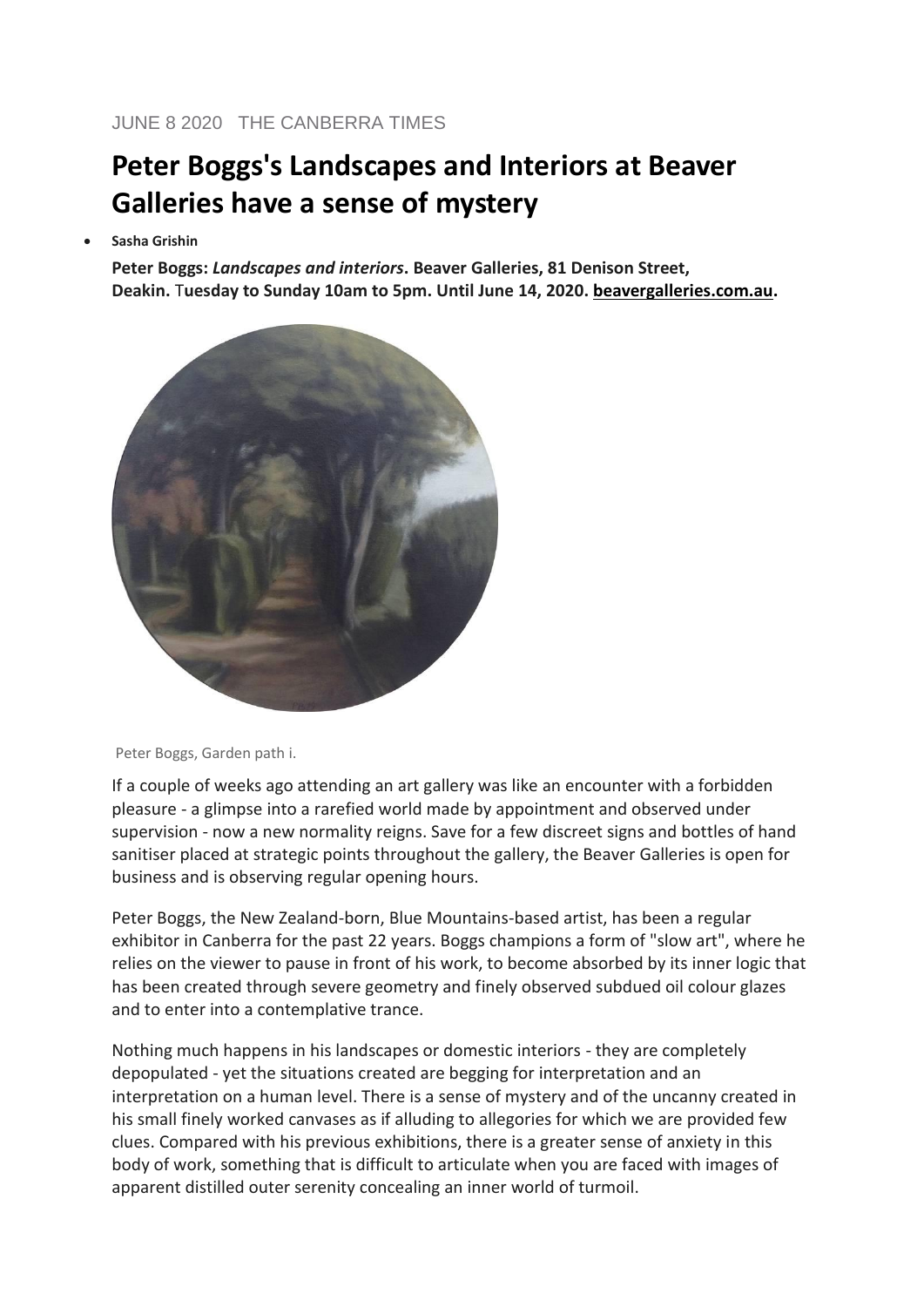JUNE 8 2020 THE CANBERRA TIMES

# Peter Boggs's Landscapes and Interiors at Beaver Galleries have a sense of mystery

- **Sasha Grishin**

**Peter Boggs: *Landscapes and interiors*. Beaver Galleries, 81 Denison Street, Deakin. Tuesday to Sunday 10am to 5pm. Until June 14, 2020. beavergalleries.com.au.**

Peter Boggs, Garden path i.

If a couple of weeks ago attending an art gallery was like an encounter with a forbidden pleasure - a glimpse into a rarefied world made by appointment and observed under supervision - now a new normality reigns. Save for a few discreet signs and bottles of hand sanitiser placed at strategic points throughout the gallery, the Beaver Galleries is open for business and is observing regular opening hours.

Peter Boggs, the New Zealand-born, Blue Mountains-based artist, has been a regular exhibitor in Canberra for the past 22 years. Boggs champions a form of "slow art", where he relies on the viewer to pause in front of his work, to become absorbed by its inner logic that has been created through severe geometry and finely observed subdued oil colour glazes and to enter into a contemplative trance.

Nothing much happens in his landscapes or domestic interiors - they are completely depopulated - yet the situations created are begging for interpretation and an interpretation on a human level. There is a sense of mystery and of the uncanny created in his small finely worked canvases as if alluding to allegories for which we are provided few clues. Compared with his previous exhibitions, there is a greater sense of anxiety in this body of work, something that is difficult to articulate when you are faced with images of apparent distilled outer serenity concealing an inner world of turmoil.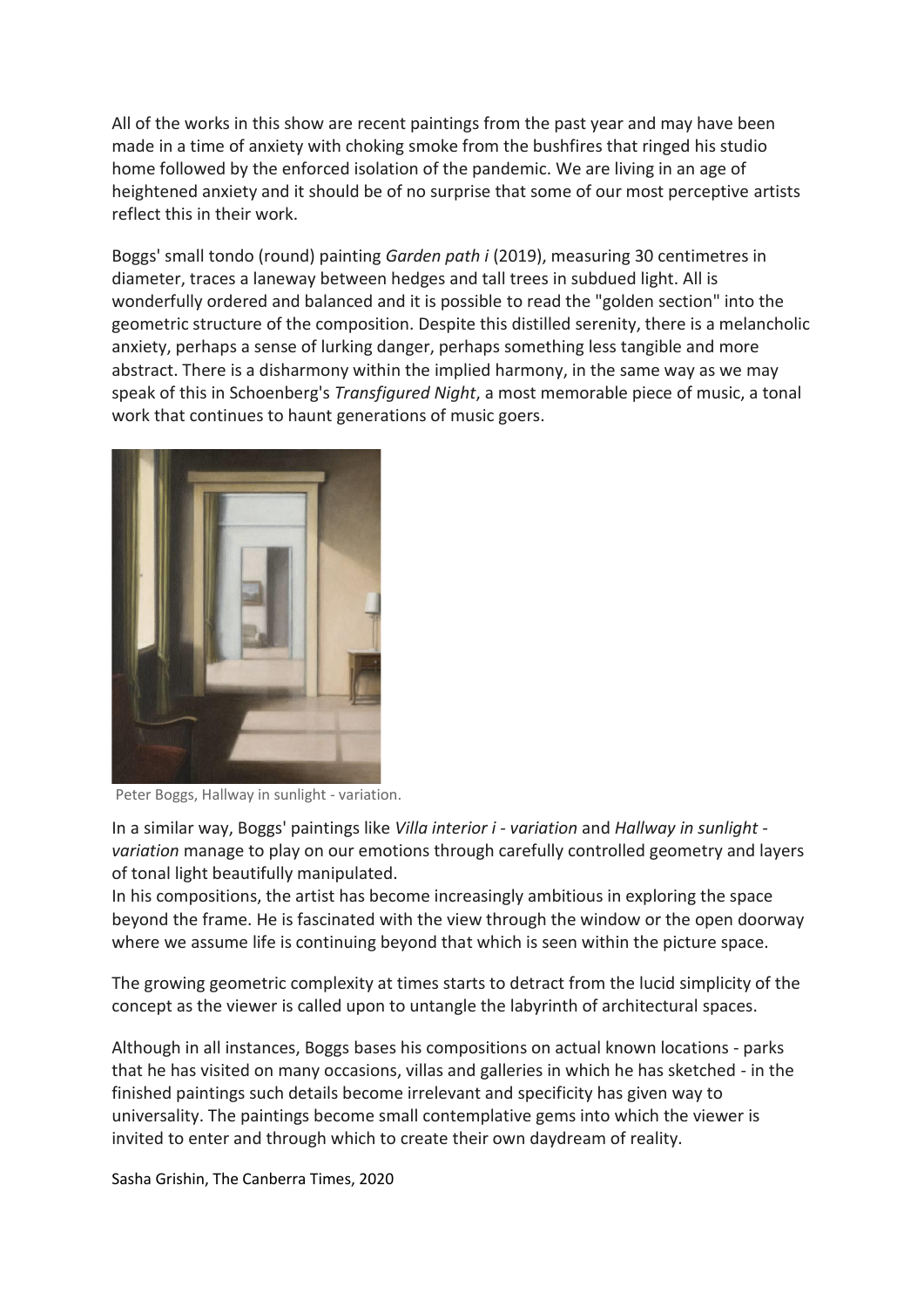All of the works in this show are recent paintings from the past year and may have been made in a time of anxiety with choking smoke from the bushfires that ringed his studio home followed by the enforced isolation of the pandemic. We are living in an age of heightened anxiety and it should be of no surprise that some of our most perceptive artists reflect this in their work.

Boggs' small tondo (round) painting *Garden path i* (2019), measuring 30 centimetres in diameter, traces a laneway between hedges and tall trees in subdued light. All is wonderfully ordered and balanced and it is possible to read the "golden section" into the geometric structure of the composition. Despite this distilled serenity, there is a melancholic anxiety, perhaps a sense of lurking danger, perhaps something less tangible and more abstract. There is a disharmony within the implied harmony, in the same way as we may speak of this in Schoenberg's *Transfigured Night*, a most memorable piece of music, a tonal work that continues to haunt generations of music goers.

Peter Boggs, Hallway in sunlight - variation.

In a similar way, Boggs' paintings like *Villa interior i - variation* and *Hallway in sunlight - variation* manage to play on our emotions through carefully controlled geometry and layers of tonal light beautifully manipulated.
In his compositions, the artist has become increasingly ambitious in exploring the space beyond the frame. He is fascinated with the view through the window or the open doorway where we assume life is continuing beyond that which is seen within the picture space.

The growing geometric complexity at times starts to detract from the lucid simplicity of the concept as the viewer is called upon to untangle the labyrinth of architectural spaces.

Although in all instances, Boggs bases his compositions on actual known locations - parks that he has visited on many occasions, villas and galleries in which he has sketched - in the finished paintings such details become irrelevant and specificity has given way to universality. The paintings become small contemplative gems into which the viewer is invited to enter and through which to create their own daydream of reality.

Sasha Grishin, The Canberra Times, 2020